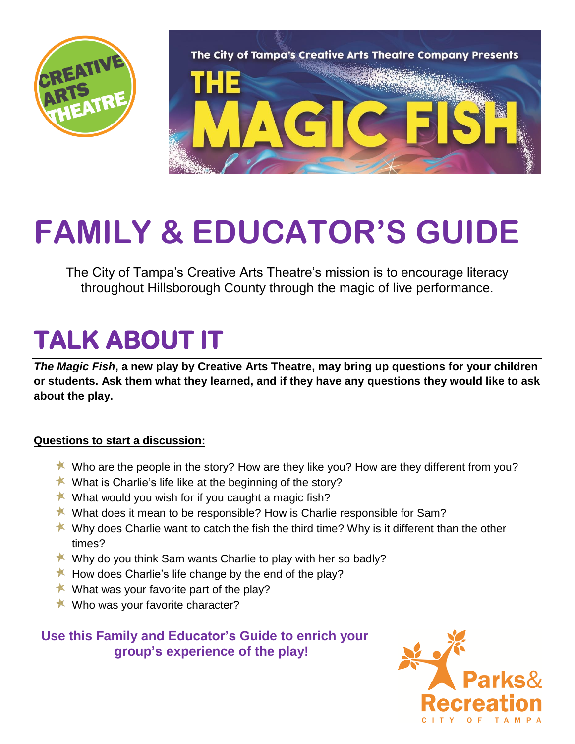CREATIVE ARTS THEATRE

The City of Tampa's Creative Arts Theatre Company Presents

THE MAGIC FISH

# FAMILY & EDUCATOR'S GUIDE

The City of Tampa's Creative Arts Theatre's mission is to encourage literacy throughout Hillsborough County through the magic of live performance.

## TALK ABOUT IT

***The Magic Fish*, a new play by Creative Arts Theatre, may bring up questions for your children or students. Ask them what they learned, and if they have any questions they would like to ask about the play.**

**Questions to start a discussion:**

- Who are the people in the story? How are they like you? How are they different from you?
- What is Charlie's life like at the beginning of the story?
- What would you wish for if you caught a magic fish?
- What does it mean to be responsible? How is Charlie responsible for Sam?
- Why does Charlie want to catch the fish the third time? Why is it different than the other times?
- Why do you think Sam wants Charlie to play with her so badly?
- How does Charlie's life change by the end of the play?
- What was your favorite part of the play?
- Who was your favorite character?

**Use this Family and Educator's Guide to enrich your group's experience of the play!**

Parks& Recreation
CITY OF TAMPA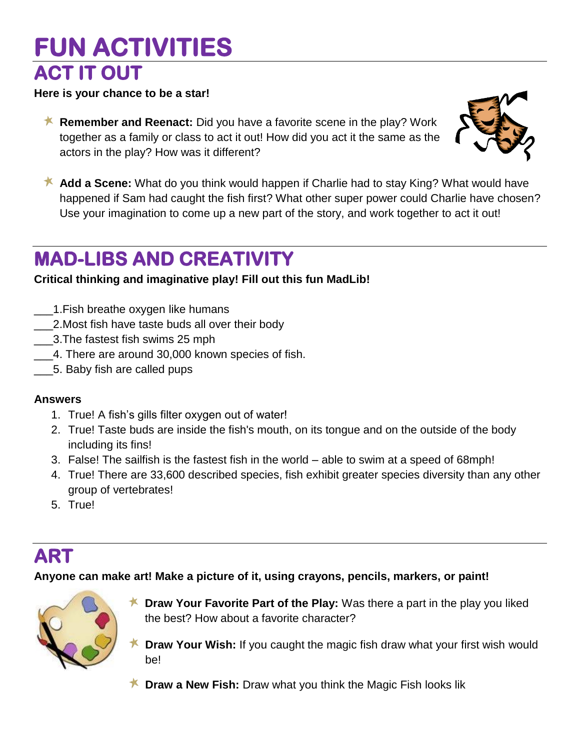# FUN ACTIVITIES

## ACT IT OUT

**Here is your chance to be a star!**

- **Remember and Reenact:** Did you have a favorite scene in the play? Work together as a family or class to act it out! How did you act it the same as the actors in the play? How was it different?
- **Add a Scene:** What do you think would happen if Charlie had to stay King? What would have happened if Sam had caught the fish first? What other super power could Charlie have chosen? Use your imagination to come up a new part of the story, and work together to act it out!

## MAD-LIBS AND CREATIVITY

**Critical thinking and imaginative play! Fill out this fun MadLib!**

___1.Fish breathe oxygen like humans
___2.Most fish have taste buds all over their body
___3.The fastest fish swims 25 mph
___4. There are around 30,000 known species of fish.
___5. Baby fish are called pups

**Answers**

1. True! A fish's gills filter oxygen out of water!
2. True! Taste buds are inside the fish's mouth, on its tongue and on the outside of the body including its fins!
3. False! The sailfish is the fastest fish in the world – able to swim at a speed of 68mph!
4. True! There are 33,600 described species, fish exhibit greater species diversity than any other group of vertebrates!
5. True!

## ART

**Anyone can make art! Make a picture of it, using crayons, pencils, markers, or paint!**

- **Draw Your Favorite Part of the Play:** Was there a part in the play you liked the best? How about a favorite character?
- **Draw Your Wish:** If you caught the magic fish draw what your first wish would be!
- **Draw a New Fish:** Draw what you think the Magic Fish looks lik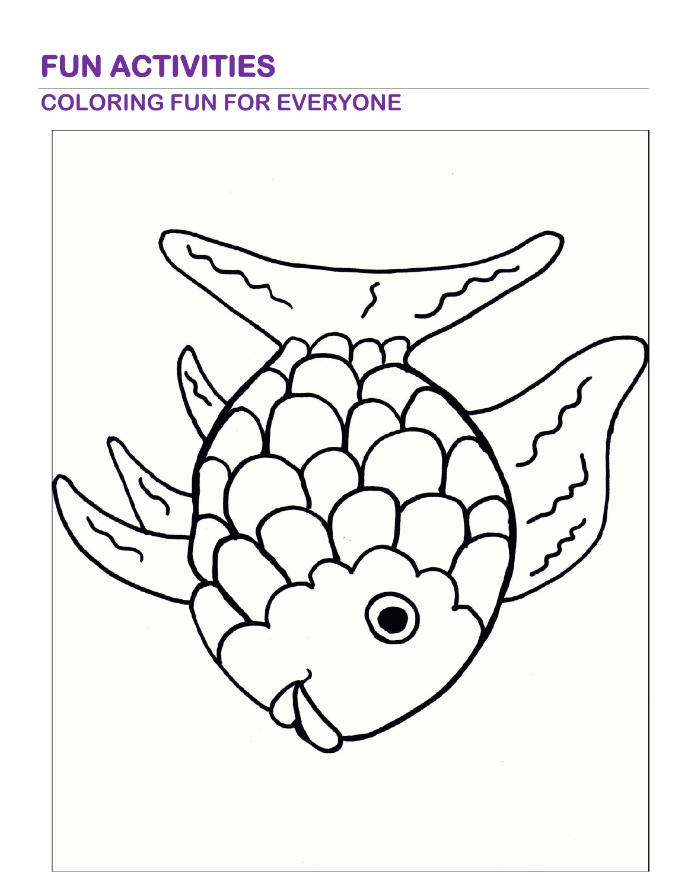# FUN ACTIVITIES

## COLORING FUN FOR EVERYONE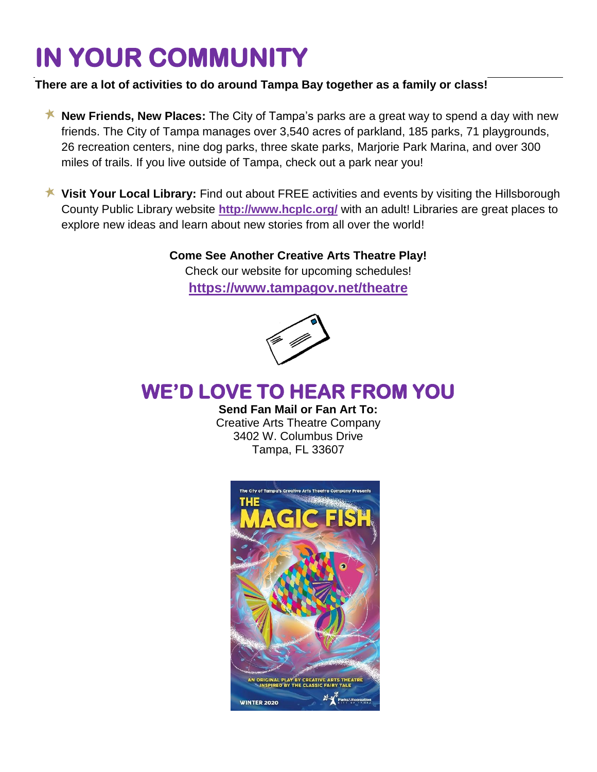# IN YOUR COMMUNITY

**There are a lot of activities to do around Tampa Bay together as a family or class!**

- **New Friends, New Places:** The City of Tampa's parks are a great way to spend a day with new friends. The City of Tampa manages over 3,540 acres of parkland, 185 parks, 71 playgrounds, 26 recreation centers, nine dog parks, three skate parks, Marjorie Park Marina, and over 300 miles of trails. If you live outside of Tampa, check out a park near you!

- **Visit Your Local Library:** Find out about FREE activities and events by visiting the Hillsborough County Public Library website **http://www.hcplc.org/** with an adult! Libraries are great places to explore new ideas and learn about new stories from all over the world!

**Come See Another Creative Arts Theatre Play!**
Check our website for upcoming schedules!
**https://www.tampagov.net/theatre**

# WE'D LOVE TO HEAR FROM YOU

**Send Fan Mail or Fan Art To:**
Creative Arts Theatre Company
3402 W. Columbus Drive
Tampa, FL 33607